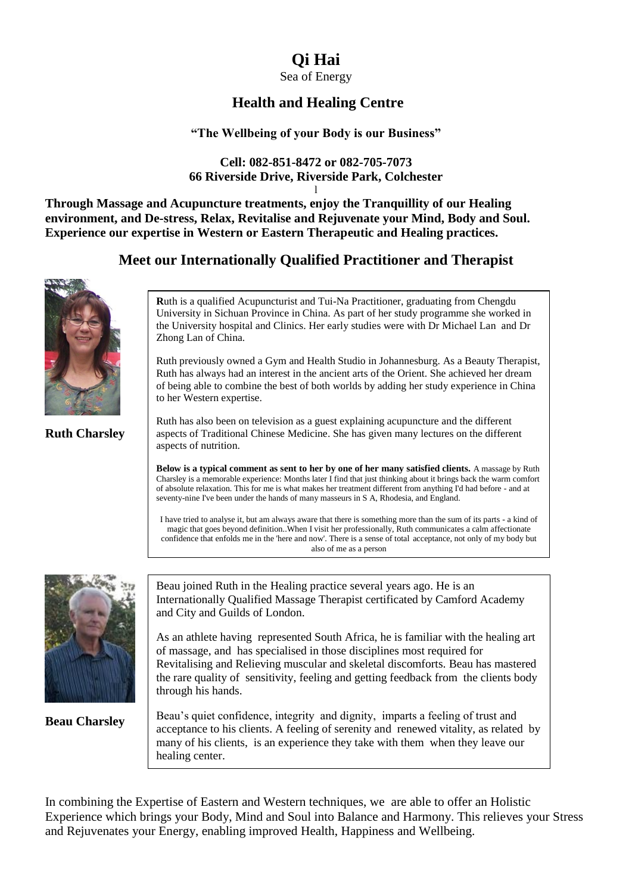# Qi Hai

Sea of Energy

## Health and Healing Centre

**"The Wellbeing of your Body is our Business"**

**Cell: 082-851-8472 or 082-705-7073**
**66 Riverside Drive, Riverside Park, Colchester**

l

**Through Massage and Acupuncture treatments, enjoy the Tranquillity of our Healing environment, and De-stress, Relax, Revitalise and Rejuvenate your Mind, Body and Soul. Experience our expertise in Western or Eastern Therapeutic and Healing practices.**

## Meet our Internationally Qualified Practitioner and Therapist

**Ruth Charsley**

**R**uth is a qualified Acupuncturist and Tui-Na Practitioner, graduating from Chengdu University in Sichuan Province in China. As part of her study programme she worked in the University hospital and Clinics. Her early studies were with Dr Michael Lan and Dr Zhong Lan of China.

Ruth previously owned a Gym and Health Studio in Johannesburg. As a Beauty Therapist, Ruth has always had an interest in the ancient arts of the Orient. She achieved her dream of being able to combine the best of both worlds by adding her study experience in China to her Western expertise.

Ruth has also been on television as a guest explaining acupuncture and the different aspects of Traditional Chinese Medicine. She has given many lectures on the different aspects of nutrition.

**Below is a typical comment as sent to her by one of her many satisfied clients.** A massage by Ruth Charsley is a memorable experience: Months later I find that just thinking about it brings back the warm comfort of absolute relaxation. This for me is what makes her treatment different from anything I'd had before - and at seventy-nine I've been under the hands of many masseurs in S A, Rhodesia, and England.

I have tried to analyse it, but am always aware that there is something more than the sum of its parts - a kind of magic that goes beyond definition..When I visit her professionally, Ruth communicates a calm affectionate confidence that enfolds me in the 'here and now'. There is a sense of total acceptance, not only of my body but also of me as a person

**Beau Charsley**

Beau joined Ruth in the Healing practice several years ago. He is an Internationally Qualified Massage Therapist certificated by Camford Academy and City and Guilds of London.

As an athlete having represented South Africa, he is familiar with the healing art of massage, and has specialised in those disciplines most required for Revitalising and Relieving muscular and skeletal discomforts. Beau has mastered the rare quality of sensitivity, feeling and getting feedback from the clients body through his hands.

Beau's quiet confidence, integrity and dignity, imparts a feeling of trust and acceptance to his clients. A feeling of serenity and renewed vitality, as related by many of his clients, is an experience they take with them when they leave our healing center.

In combining the Expertise of Eastern and Western techniques, we are able to offer an Holistic Experience which brings your Body, Mind and Soul into Balance and Harmony. This relieves your Stress and Rejuvenates your Energy, enabling improved Health, Happiness and Wellbeing.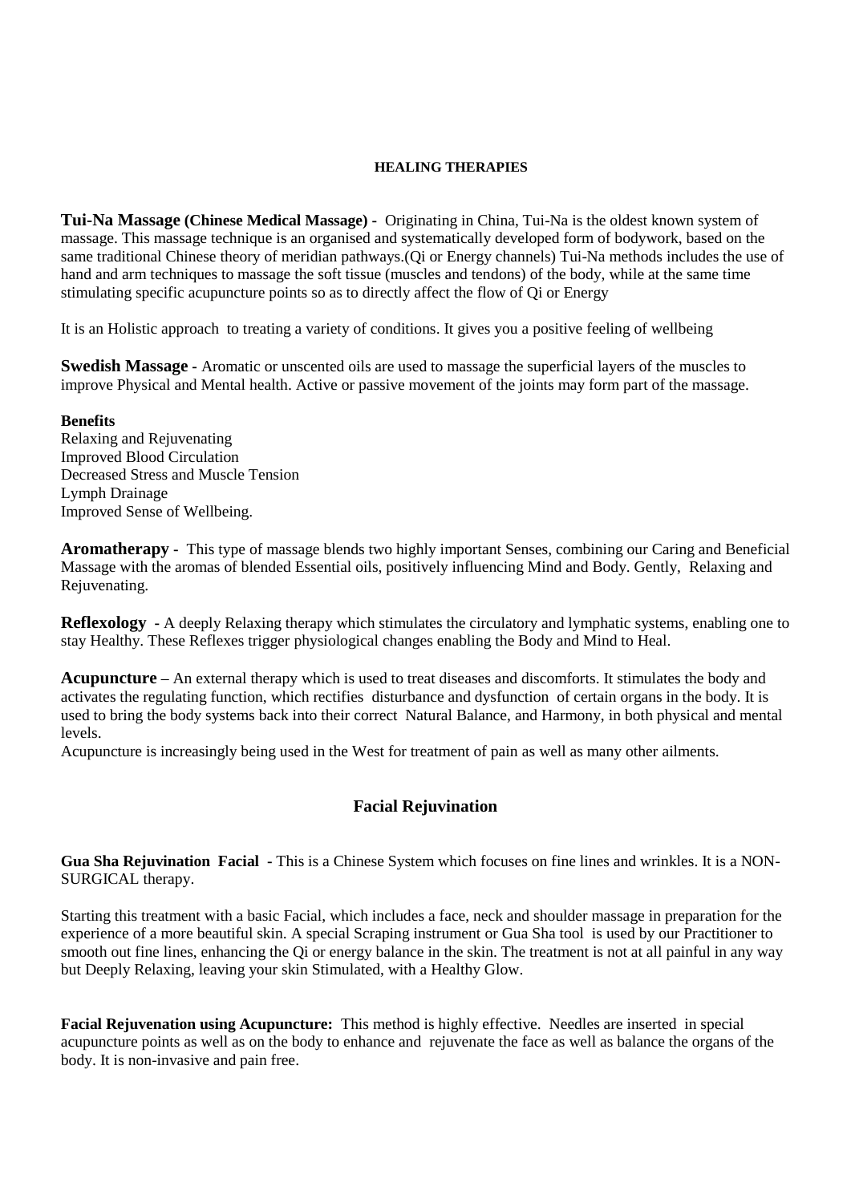## HEALING THERAPIES

**Tui-Na Massage (Chinese Medical Massage) -** Originating in China, Tui-Na is the oldest known system of massage. This massage technique is an organised and systematically developed form of bodywork, based on the same traditional Chinese theory of meridian pathways.(Qi or Energy channels) Tui-Na methods includes the use of hand and arm techniques to massage the soft tissue (muscles and tendons) of the body, while at the same time stimulating specific acupuncture points so as to directly affect the flow of Qi or Energy

It is an Holistic approach to treating a variety of conditions. It gives you a positive feeling of wellbeing

**Swedish Massage -** Aromatic or unscented oils are used to massage the superficial layers of the muscles to improve Physical and Mental health. Active or passive movement of the joints may form part of the massage.

**Benefits**

Relaxing and Rejuvenating
Improved Blood Circulation
Decreased Stress and Muscle Tension
Lymph Drainage
Improved Sense of Wellbeing.

**Aromatherapy -** This type of massage blends two highly important Senses, combining our Caring and Beneficial Massage with the aromas of blended Essential oils, positively influencing Mind and Body. Gently, Relaxing and Rejuvenating.

**Reflexology -** A deeply Relaxing therapy which stimulates the circulatory and lymphatic systems, enabling one to stay Healthy. These Reflexes trigger physiological changes enabling the Body and Mind to Heal.

**Acupuncture –** An external therapy which is used to treat diseases and discomforts. It stimulates the body and activates the regulating function, which rectifies disturbance and dysfunction of certain organs in the body. It is used to bring the body systems back into their correct Natural Balance, and Harmony, in both physical and mental levels.
Acupuncture is increasingly being used in the West for treatment of pain as well as many other ailments.

## Facial Rejuvination

**Gua Sha Rejuvination Facial -** This is a Chinese System which focuses on fine lines and wrinkles. It is a NON-SURGICAL therapy.

Starting this treatment with a basic Facial, which includes a face, neck and shoulder massage in preparation for the experience of a more beautiful skin. A special Scraping instrument or Gua Sha tool is used by our Practitioner to smooth out fine lines, enhancing the Qi or energy balance in the skin. The treatment is not at all painful in any way but Deeply Relaxing, leaving your skin Stimulated, with a Healthy Glow.

**Facial Rejuvenation using Acupuncture:** This method is highly effective. Needles are inserted in special acupuncture points as well as on the body to enhance and rejuvenate the face as well as balance the organs of the body. It is non-invasive and pain free.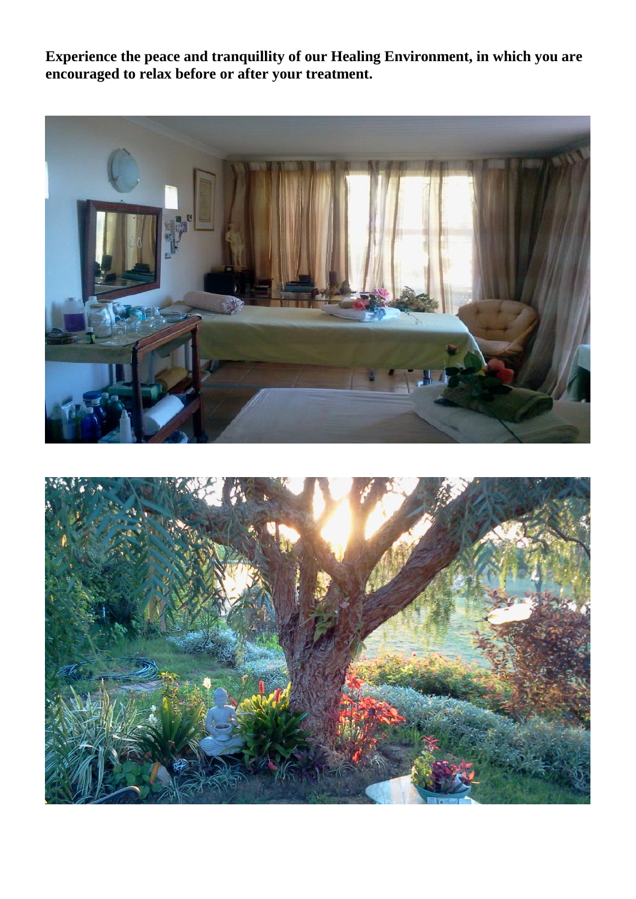**Experience the peace and tranquillity of our Healing Environment, in which you are encouraged to relax before or after your treatment.**